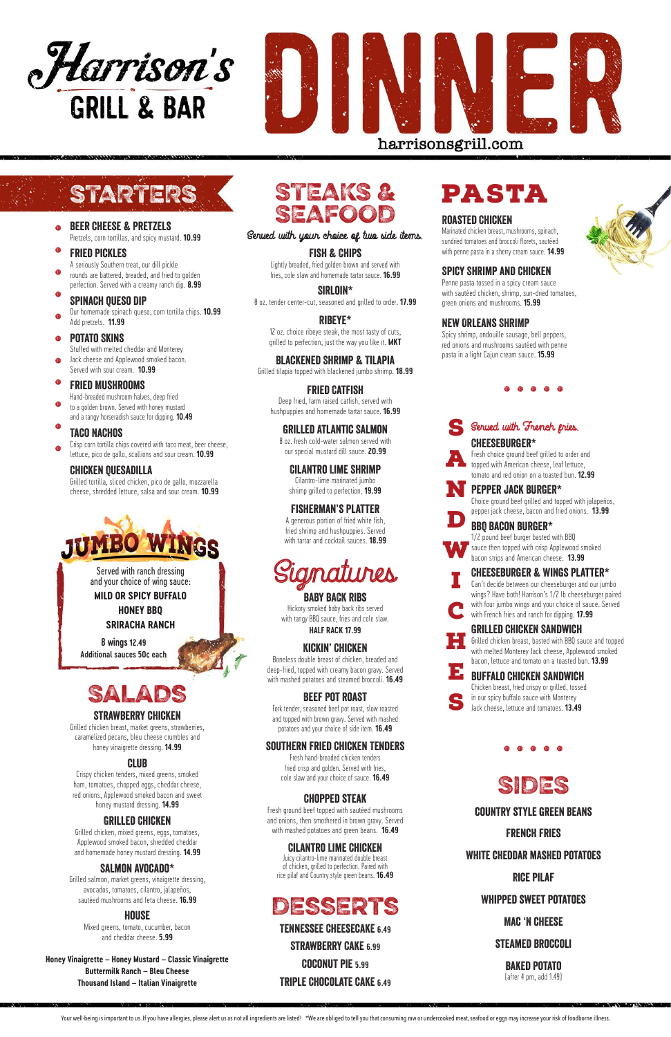# Harrison's GRILL & BAR

# DINNER

harrisonsgrill.com

## STARTERS

### BEER CHEESE & PRETZELS
Pretzels, corn tortillas, and spicy mustard. **10.99**

### FRIED PICKLES
A seriously Southern treat, our dill pickle rounds are battered, breaded, and fried to golden perfection. Served with a creamy ranch dip. **8.99**

### SPINACH QUESO DIP
Our homemade spinach queso, corn tortilla chips. **10.99**
Add pretzels. **11.99**

### POTATO SKINS
Stuffed with melted cheddar and Monterey Jack cheese and Applewood smoked bacon. Served with sour cream. **10.99**

### FRIED MUSHROOMS
Hand-breaded mushroom halves, deep fried to a golden brown. Served with honey mustard and a tangy horseradish sauce for dipping. **10.49**

### TACO NACHOS
Crisp corn tortilla chips covered with taco meat, beer cheese, lettuce, pico de gallo, scallions and sour cream. **10.99**

### CHICKEN QUESADILLA
Grilled tortilla, sliced chicken, pico de gallo, mozzarella cheese, shredded lettuce, salsa and sour cream. **10.99**

## JUMBO WINGS

Served with ranch dressing and your choice of wing sauce:

**MILD OR SPICY BUFFALO**
**HONEY BBQ**
**SRIRACHA RANCH**

**8 wings** 12.49
**Additional sauces 50¢ each**

## SALADS

### STRAWBERRY CHICKEN
Grilled chicken breast, market greens, strawberries, caramelized pecans, bleu cheese crumbles and honey vinaigrette dressing. **14.99**

### CLUB
Crispy chicken tenders, mixed greens, smoked ham, tomatoes, chopped eggs, cheddar cheese, red onions, Applewood smoked bacon and sweet honey mustard dressing. **14.99**

### GRILLED CHICKEN
Grilled chicken, mixed greens, eggs, tomatoes, Applewood smoked bacon, shredded cheddar and homemade honey mustard dressing. **14.99**

### SALMON AVOCADO*
Grilled salmon, market greens, vinaigrette dressing, avocados, tomatoes, cilantro, jalapeños, sautéed mushrooms and feta cheese. **16.99**

### HOUSE
Mixed greens, tomato, cucumber, bacon and cheddar cheese. **5.99**

**Honey Vinaigrette – Honey Mustard – Classic Vinaigrette**
**Buttermilk Ranch – Bleu Cheese**
**Thousand Island – Italian Vinaigrette**

## STEAKS & SEAFOOD

*Served with your choice of two side items.*

### FISH & CHIPS
Lightly breaded, fried golden brown and served with fries, cole slaw and homemade tartar sauce. **16.99**

### SIRLOIN*
8 oz. tender center-cut, seasoned and grilled to order. **17.99**

### RIBEYE*
12 oz. choice ribeye steak, the most tasty of cuts, grilled to perfection, just the way you like it. **MKT**

### BLACKENED SHRIMP & TILAPIA
Grilled tilapia topped with blackened jumbo shrimp. **18.99**

### FRIED CATFISH
Deep fried, farm raised catfish, served with hushpuppies and homemade tartar sauce. **16.99**

### GRILLED ATLANTIC SALMON
8 oz. fresh cold-water salmon served with our special mustard dill sauce. **20.99**

### CILANTRO LIME SHRIMP
Cilantro-lime marinated jumbo shrimp grilled to perfection. **19.99**

### FISHERMAN'S PLATTER
A generous portion of fried white fish, fried shrimp and hushpuppies. Served with tartar and cocktail sauces. **18.99**

## Signatures

### BABY BACK RIBS
Hickory smoked baby back ribs served with tangy BBQ sauce, fries and cole slaw.
**HALF RACK 17.99**

### KICKIN' CHICKEN
Boneless double breast of chicken, breaded and deep-fried, topped with creamy bacon gravy. Served with mashed potatoes and steamed broccoli. **16.49**

### BEEF POT ROAST
Fork tender, seasoned beef pot roast, slow roasted and topped with brown gravy. Served with mashed potatoes and your choice of side item. **16.49**

### SOUTHERN FRIED CHICKEN TENDERS
Fresh hand-breaded chicken tenders fried crisp and golden. Served with fries, cole slaw and your choice of sauce. **16.49**

### CHOPPED STEAK
Fresh ground beef topped with sautéed mushrooms and onions, then smothered in brown gravy. Served with mashed potatoes and green beans. **16.49**

### CILANTRO LIME CHICKEN
Juicy cilantro-lime marinated double breast of chicken, grilled to perfection. Paired with rice pilaf and Country style green beans. **16.49**

## DESSERTS

**TENNESSEE CHEESECAKE** 6.49
**STRAWBERRY CAKE** 6.99
**COCONUT PIE** 5.99
**TRIPLE CHOCOLATE CAKE** 6.49

## PASTA

### ROASTED CHICKEN
Marinated chicken breast, mushrooms, spinach, sundried tomatoes and broccoli florets, sautéed with penne pasta in a sherry cream sauce. **14.99**

### SPICY SHRIMP AND CHICKEN
Penne pasta tossed in a spicy cream sauce with sautéed chicken, shrimp, sun-dried tomatoes, green onions and mushrooms. **15.99**

### NEW ORLEANS SHRIMP
Spicy shrimp, andouille sausage, bell peppers, red onions and mushrooms sautéed with penne pasta in a light Cajun cream sauce. **15.99**

## SANDWICHES

*Served with French fries.*

### CHEESEBURGER*
Fresh choice ground beef grilled to order and topped with American cheese, leaf lettuce, tomato and red onion on a toasted bun. **12.99**

### PEPPER JACK BURGER*
Choice ground beef grilled and topped with jalapeños, pepper jack cheese, bacon and fried onions. **13.99**

### BBQ BACON BURGER*
1/2 pound beef burger basted with BBQ sauce then topped with crisp Applewood smoked bacon strips and American cheese. **13.99**

### CHEESEBURGER & WINGS PLATTER*
Can't decide between our cheeseburger and our jumbo wings? Have both! Harrison's 1/2 lb cheeseburger paired with four jumbo wings and your choice of sauce. Served with French fries and ranch for dipping. **17.99**

### GRILLED CHICKEN SANDWICH
Grilled chicken breast, basted with BBQ sauce and topped with melted Monterey Jack cheese, Applewood smoked bacon, lettuce and tomato on a toasted bun. **13.99**

### BUFFALO CHICKEN SANDWICH
Chicken breast, fried crispy or grilled, tossed in our spicy buffalo sauce with Monterey Jack cheese, lettuce and tomatoes. **13.49**

## SIDES

**COUNTRY STYLE GREEN BEANS**
**FRENCH FRIES**
**WHITE CHEDDAR MASHED POTATOES**
**RICE PILAF**
**WHIPPED SWEET POTATOES**
**MAC 'N CHEESE**
**STEAMED BROCCOLI**
**BAKED POTATO**
(after 4 pm, add 1.49)

Your well-being is important to us. If you have allergies, please alert us as not all ingredients are listed! *We are obliged to tell you that consuming raw or undercooked meat, seafood or eggs may increase your risk of foodborne illness.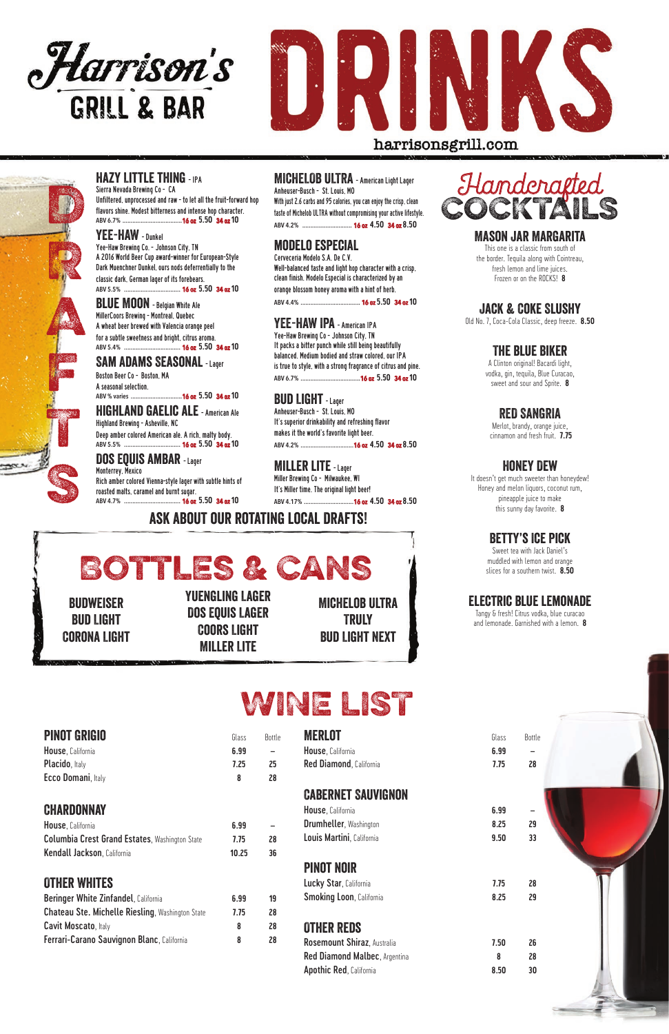# Harrison's GRILL & BAR

# DRINKS

harrisonsgrill.com

## DRAFTS

### HAZY LITTLE THING - IPA
Sierra Nevada Brewing Co - CA
Unfiltered, unprocessed and raw - to let all the fruit-forward hop flavors shine. Modest bitterness and intense hop character.
ABV 6.7% ..................... 16 oz 5.50 34 oz 10

### YEE-HAW - Dunkel
Yee-Haw Brewing Co. - Johnson City, TN
A 2016 World Beer Cup award-winner for European-Style Dark Muenchner Dunkel, ours nods deferentially to the classic dark, German lager of its forebears.
ABV 5.5% ..................... 16 oz 5.50 34 oz 10

### BLUE MOON - Belgian White Ale
MillerCoors Brewing - Montreal, Quebec
A wheat beer brewed with Valencia orange peel for a subtle sweetness and bright, citrus aroma.
ABV 5.4% ..................... 16 oz 5.50 34 oz 10

### SAM ADAMS SEASONAL - Lager
Boston Beer Co - Boston, MA
A seasonal selection.
ABV % varies ..................... 16 oz 5.50 34 oz 10

### HIGHLAND GAELIC ALE - American Ale
Highland Brewing - Asheville, NC
Deep amber colored American ale. A rich, malty body.
ABV 5.5% ..................... 16 oz 5.50 34 oz 10

### DOS EQUIS AMBAR - Lager
Monterrey, Mexico
Rich amber colored Vienna-style lager with subtle hints of roasted malts, caramel and burnt sugar.
ABV 4.7% ..................... 16 oz 5.50 34 oz 10

### MICHELOB ULTRA - American Light Lager
Anheuser-Busch - St. Louis, MO
With just 2.6 carbs and 95 calories, you can enjoy the crisp, clean taste of Michelob ULTRA without compromising your active lifestyle.
ABV 4.2% ..................... 16 oz 4.50 34 oz 8.50

### MODELO ESPECIAL
Cerveceria Modelo S.A. De C.V.
Well-balanced taste and light hop character with a crisp, clean finish. Modelo Especial is characterized by an orange blossom honey aroma with a hint of herb.
ABV 4.4% ..................... 16 oz 5.50 34 oz 10

### YEE-HAW IPA - American IPA
Yee-Haw Brewing Co - Johnson City, TN
It packs a bitter punch while still being beautifully balanced. Medium bodied and straw colored, our IPA is true to style, with a strong fragrance of citrus and pine.
ABV 6.7% ..................... 16 oz 5.50 34 oz 10

### BUD LIGHT - Lager
Anheuser-Busch - St. Louis, MO
It's superior drinkability and refreshing flavor makes it the world's favorite light beer.
ABV 4.2% ..................... 16 oz 4.50 34 oz 8.50

### MILLER LITE - Lager
Miller Brewing Co - Milwaukee, WI
It's Miller time. The original light beer!
ABV 4.17% ..................... 16 oz 4.50 34 oz 8.50

**ASK ABOUT OUR ROTATING LOCAL DRAFTS!**

## BOTTLES & CANS

BUDWEISER
BUD LIGHT
CORONA LIGHT

YUENGLING LAGER
DOS EQUIS LAGER
COORS LIGHT
MILLER LITE

MICHELOB ULTRA
TRULY
BUD LIGHT NEXT

## Handcrafted COCKTAILS

### MASON JAR MARGARITA
This one is a classic from south of the border. Tequila along with Cointreau, fresh lemon and lime juices. Frozen or on the ROCKS! **8**

### JACK & COKE SLUSHY
Old No. 7, Coca-Cola Classic, deep freeze. **8.50**

### THE BLUE BIKER
A Clinton original! Bacardi light, vodka, gin, tequila, Blue Curacao, sweet and sour and Sprite. **8**

### RED SANGRIA
Merlot, brandy, orange juice, cinnamon and fresh fruit. **7.75**

### HONEY DEW
It doesn't get much sweeter than honeydew! Honey and melon liquors, coconut rum, pineapple juice to make this sunny day favorite. **8**

### BETTY'S ICE PICK
Sweet tea with Jack Daniel's muddled with lemon and orange slices for a southern twist. **8.50**

### ELECTRIC BLUE LEMONADE
Tangy & fresh! Citrus vodka, blue curacao and lemonade. Garnished with a lemon. **8**

## WINE LIST

| PINOT GRIGIO | Glass | Bottle |
|---|---|---|
| House, California | 6.99 | – |
| Placido, Italy | 7.25 | 25 |
| Ecco Domani, Italy | 8 | 28 |

| CHARDONNAY | Glass | Bottle |
|---|---|---|
| House, California | 6.99 | – |
| Columbia Crest Grand Estates, Washington State | 7.75 | 28 |
| Kendall Jackson, California | 10.25 | 36 |

| OTHER WHITES | Glass | Bottle |
|---|---|---|
| Beringer White Zinfandel, California | 6.99 | 19 |
| Chateau Ste. Michelle Riesling, Washington State | 7.75 | 28 |
| Cavit Moscato, Italy | 8 | 28 |
| Ferrari-Carano Sauvignon Blanc, California | 8 | 28 |

| MERLOT | Glass | Bottle |
|---|---|---|
| House, California | 6.99 | – |
| Red Diamond, California | 7.75 | 28 |

| CABERNET SAUVIGNON | Glass | Bottle |
|---|---|---|
| House, California | 6.99 | – |
| Drumheller, Washington | 8.25 | 29 |
| Louis Martini, California | 9.50 | 33 |

| PINOT NOIR | Glass | Bottle |
|---|---|---|
| Lucky Star, California | 7.75 | 28 |
| Smoking Loon, California | 8.25 | 29 |

| OTHER REDS | Glass | Bottle |
|---|---|---|
| Rosemount Shiraz, Australia | 7.50 | 26 |
| Red Diamond Malbec, Argentina | 8 | 28 |
| Apothic Red, California | 8.50 | 30 |